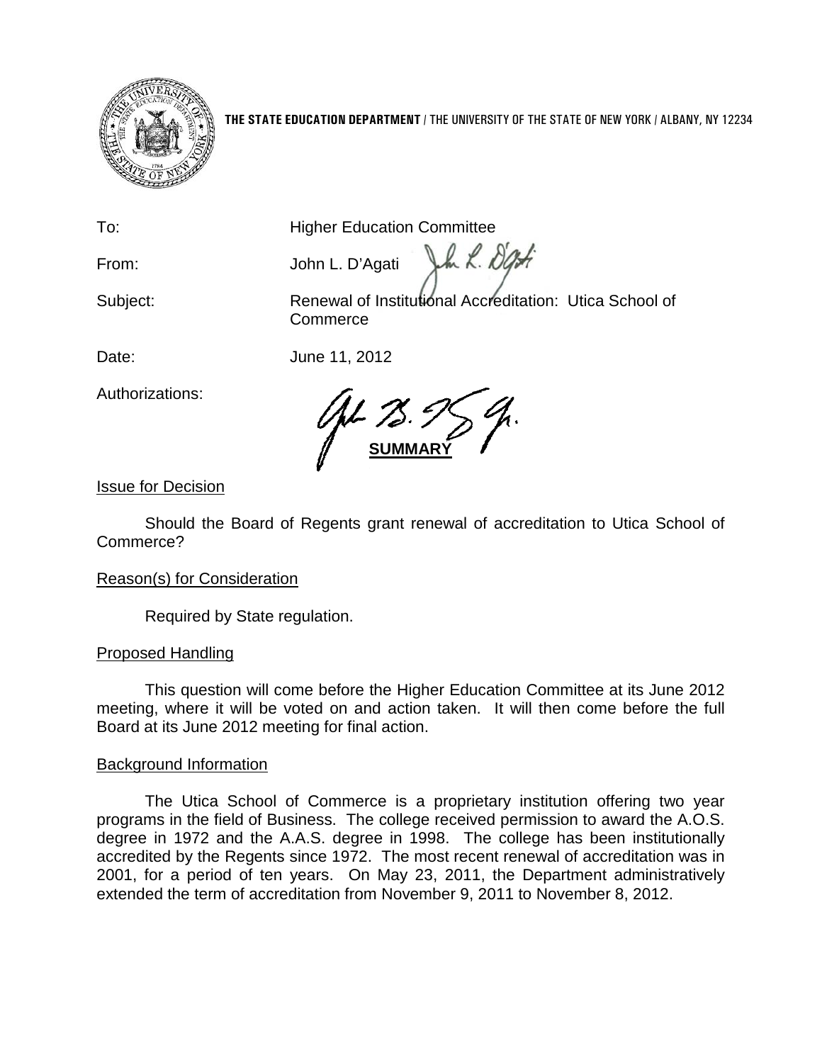**THE STATE EDUCATION DEPARTMENT** / THE UNIVERSITY OF THE STATE OF NEW YORK / ALBANY, NY 12234

To: Higher Education Committee

From: John L. D'Agati

Subject: Renewal of Institutional Accreditation: Utica School of Commerce

Date: June 11, 2012

Authorizations:

**SUMMARY**

Issue for Decision

Should the Board of Regents grant renewal of accreditation to Utica School of Commerce?

Reason(s) for Consideration

Required by State regulation.

Proposed Handling

This question will come before the Higher Education Committee at its June 2012 meeting, where it will be voted on and action taken. It will then come before the full Board at its June 2012 meeting for final action.

Background Information

The Utica School of Commerce is a proprietary institution offering two year programs in the field of Business. The college received permission to award the A.O.S. degree in 1972 and the A.A.S. degree in 1998. The college has been institutionally accredited by the Regents since 1972. The most recent renewal of accreditation was in 2001, for a period of ten years. On May 23, 2011, the Department administratively extended the term of accreditation from November 9, 2011 to November 8, 2012.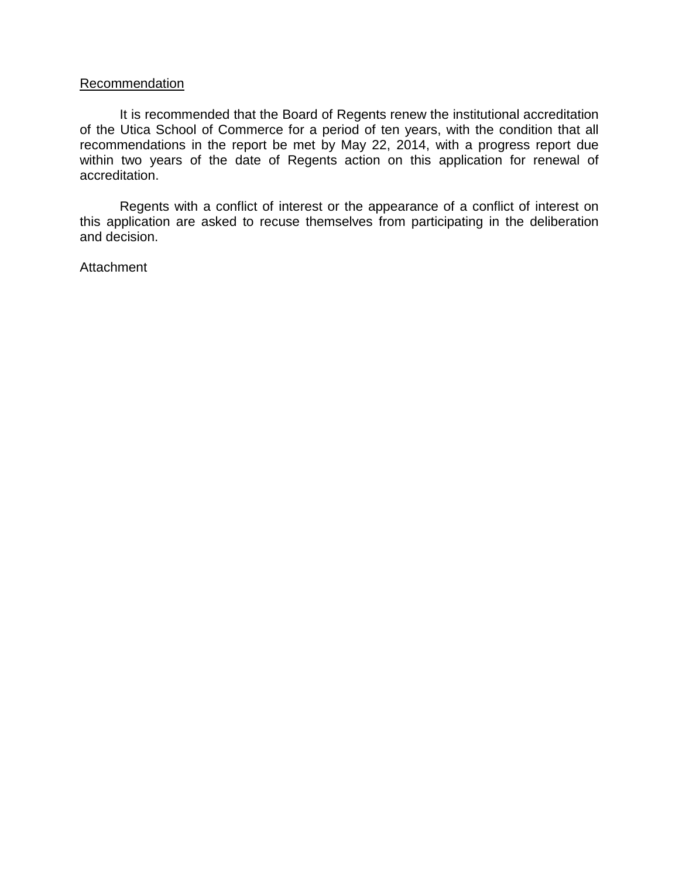<u>Recommendation</u>

It is recommended that the Board of Regents renew the institutional accreditation of the Utica School of Commerce for a period of ten years, with the condition that all recommendations in the report be met by May 22, 2014, with a progress report due within two years of the date of Regents action on this application for renewal of accreditation.

Regents with a conflict of interest or the appearance of a conflict of interest on this application are asked to recuse themselves from participating in the deliberation and decision.

Attachment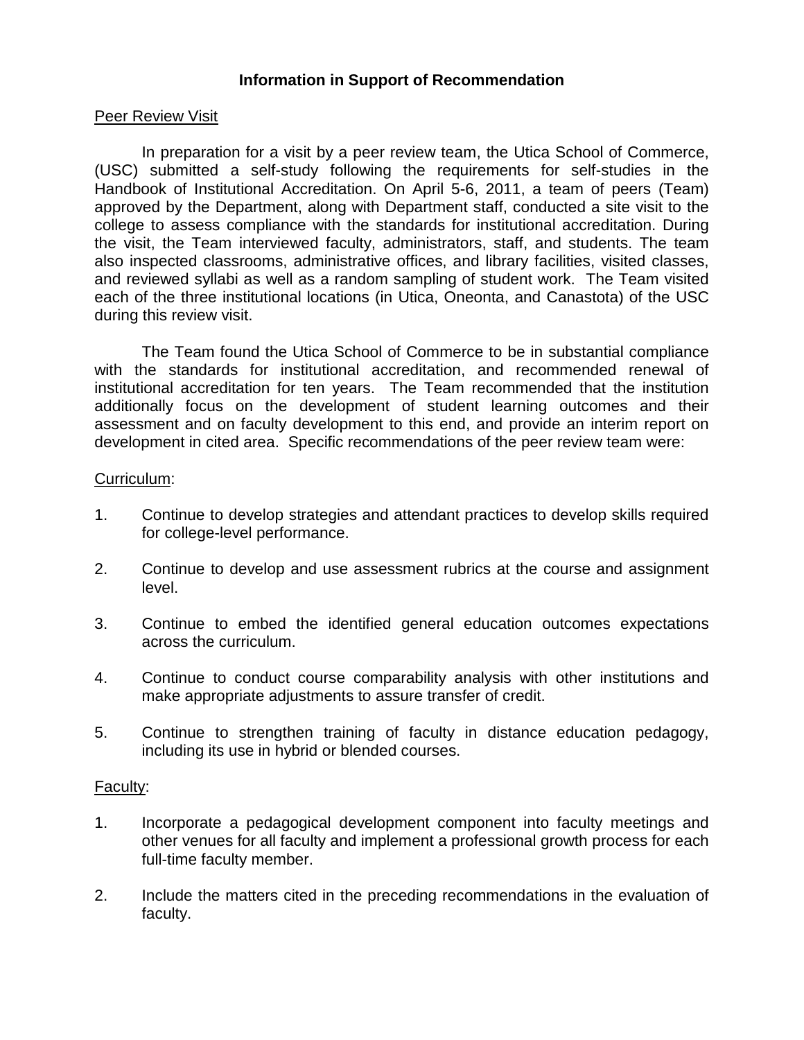## Information in Support of Recommendation

Peer Review Visit

In preparation for a visit by a peer review team, the Utica School of Commerce, (USC) submitted a self-study following the requirements for self-studies in the Handbook of Institutional Accreditation. On April 5-6, 2011, a team of peers (Team) approved by the Department, along with Department staff, conducted a site visit to the college to assess compliance with the standards for institutional accreditation. During the visit, the Team interviewed faculty, administrators, staff, and students. The team also inspected classrooms, administrative offices, and library facilities, visited classes, and reviewed syllabi as well as a random sampling of student work. The Team visited each of the three institutional locations (in Utica, Oneonta, and Canastota) of the USC during this review visit.

The Team found the Utica School of Commerce to be in substantial compliance with the standards for institutional accreditation, and recommended renewal of institutional accreditation for ten years. The Team recommended that the institution additionally focus on the development of student learning outcomes and their assessment and on faculty development to this end, and provide an interim report on development in cited area. Specific recommendations of the peer review team were:

Curriculum:

1. Continue to develop strategies and attendant practices to develop skills required for college-level performance.

2. Continue to develop and use assessment rubrics at the course and assignment level.

3. Continue to embed the identified general education outcomes expectations across the curriculum.

4. Continue to conduct course comparability analysis with other institutions and make appropriate adjustments to assure transfer of credit.

5. Continue to strengthen training of faculty in distance education pedagogy, including its use in hybrid or blended courses.

Faculty:

1. Incorporate a pedagogical development component into faculty meetings and other venues for all faculty and implement a professional growth process for each full-time faculty member.

2. Include the matters cited in the preceding recommendations in the evaluation of faculty.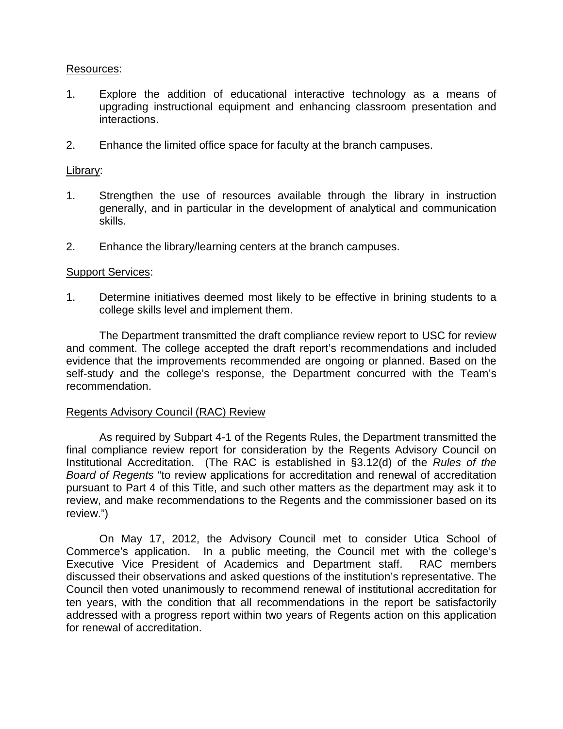Resources:

1. Explore the addition of educational interactive technology as a means of upgrading instructional equipment and enhancing classroom presentation and interactions.

2. Enhance the limited office space for faculty at the branch campuses.

Library:

1. Strengthen the use of resources available through the library in instruction generally, and in particular in the development of analytical and communication skills.

2. Enhance the library/learning centers at the branch campuses.

Support Services:

1. Determine initiatives deemed most likely to be effective in brining students to a college skills level and implement them.

The Department transmitted the draft compliance review report to USC for review and comment. The college accepted the draft report's recommendations and included evidence that the improvements recommended are ongoing or planned. Based on the self-study and the college's response, the Department concurred with the Team's recommendation.

Regents Advisory Council (RAC) Review

As required by Subpart 4-1 of the Regents Rules, the Department transmitted the final compliance review report for consideration by the Regents Advisory Council on Institutional Accreditation. (The RAC is established in §3.12(d) of the *Rules of the Board of Regents* "to review applications for accreditation and renewal of accreditation pursuant to Part 4 of this Title, and such other matters as the department may ask it to review, and make recommendations to the Regents and the commissioner based on its review.")

On May 17, 2012, the Advisory Council met to consider Utica School of Commerce's application. In a public meeting, the Council met with the college's Executive Vice President of Academics and Department staff. RAC members discussed their observations and asked questions of the institution's representative. The Council then voted unanimously to recommend renewal of institutional accreditation for ten years, with the condition that all recommendations in the report be satisfactorily addressed with a progress report within two years of Regents action on this application for renewal of accreditation.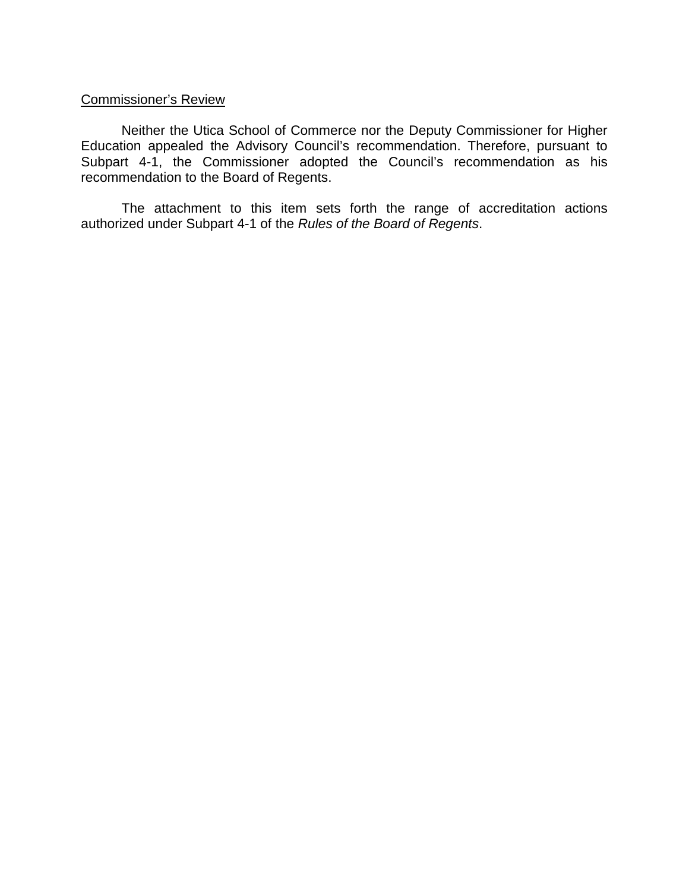<u>Commissioner's Review</u>

Neither the Utica School of Commerce nor the Deputy Commissioner for Higher Education appealed the Advisory Council's recommendation. Therefore, pursuant to Subpart 4-1, the Commissioner adopted the Council's recommendation as his recommendation to the Board of Regents.

The attachment to this item sets forth the range of accreditation actions authorized under Subpart 4-1 of the *Rules of the Board of Regents*.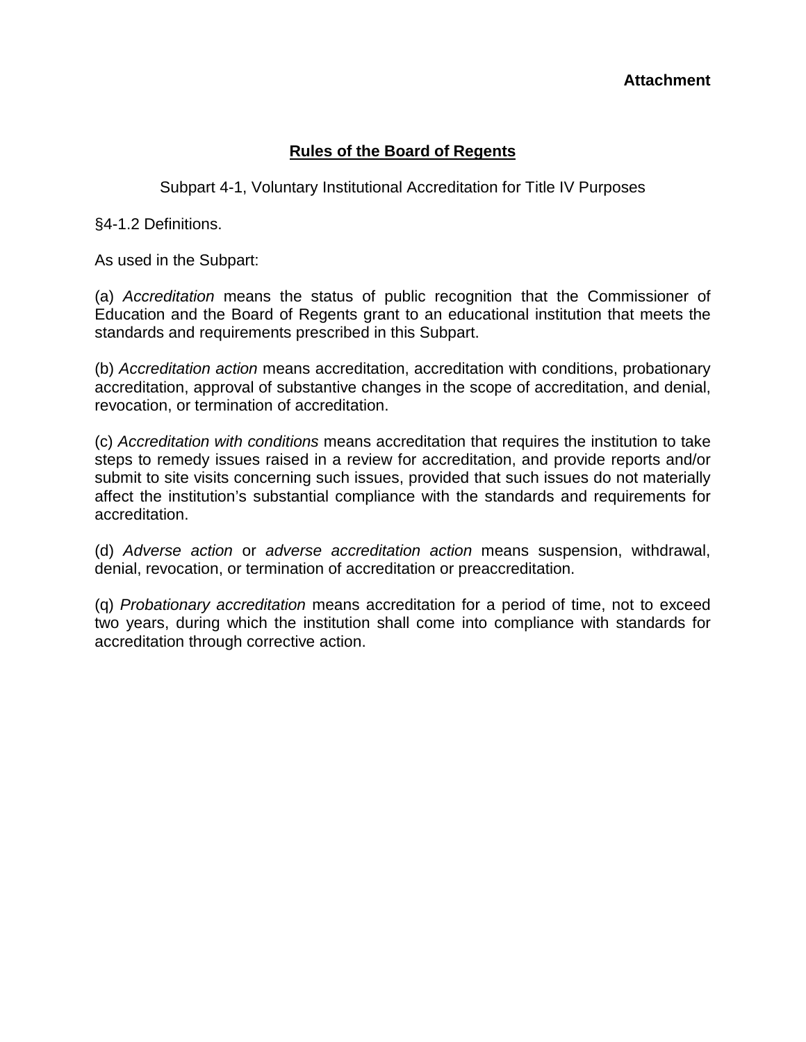**Attachment**

## Rules of the Board of Regents

Subpart 4-1, Voluntary Institutional Accreditation for Title IV Purposes

§4-1.2 Definitions.

As used in the Subpart:

(a) *Accreditation* means the status of public recognition that the Commissioner of Education and the Board of Regents grant to an educational institution that meets the standards and requirements prescribed in this Subpart.

(b) *Accreditation action* means accreditation, accreditation with conditions, probationary accreditation, approval of substantive changes in the scope of accreditation, and denial, revocation, or termination of accreditation.

(c) *Accreditation with conditions* means accreditation that requires the institution to take steps to remedy issues raised in a review for accreditation, and provide reports and/or submit to site visits concerning such issues, provided that such issues do not materially affect the institution's substantial compliance with the standards and requirements for accreditation.

(d) *Adverse action* or *adverse accreditation action* means suspension, withdrawal, denial, revocation, or termination of accreditation or preaccreditation.

(q) *Probationary accreditation* means accreditation for a period of time, not to exceed two years, during which the institution shall come into compliance with standards for accreditation through corrective action.